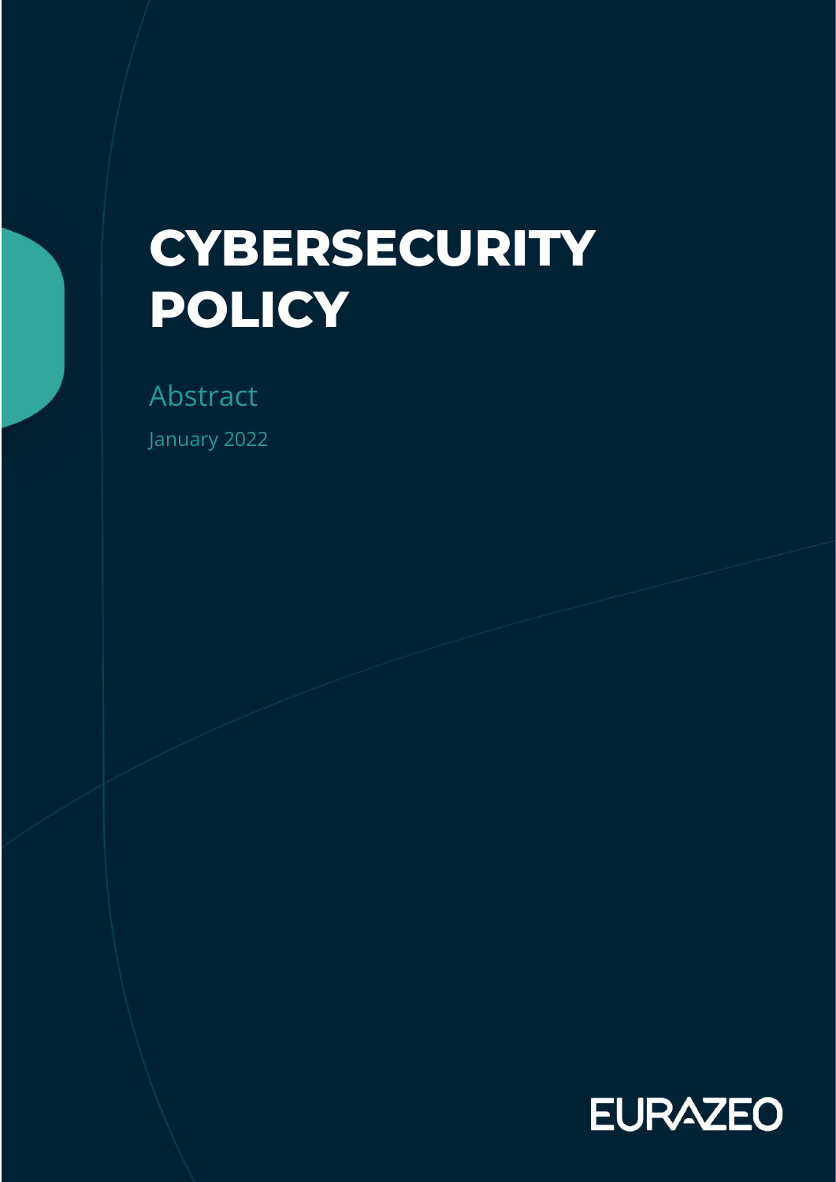# CYBERSECURITY POLICY

Abstract

January 2022

EURAZEO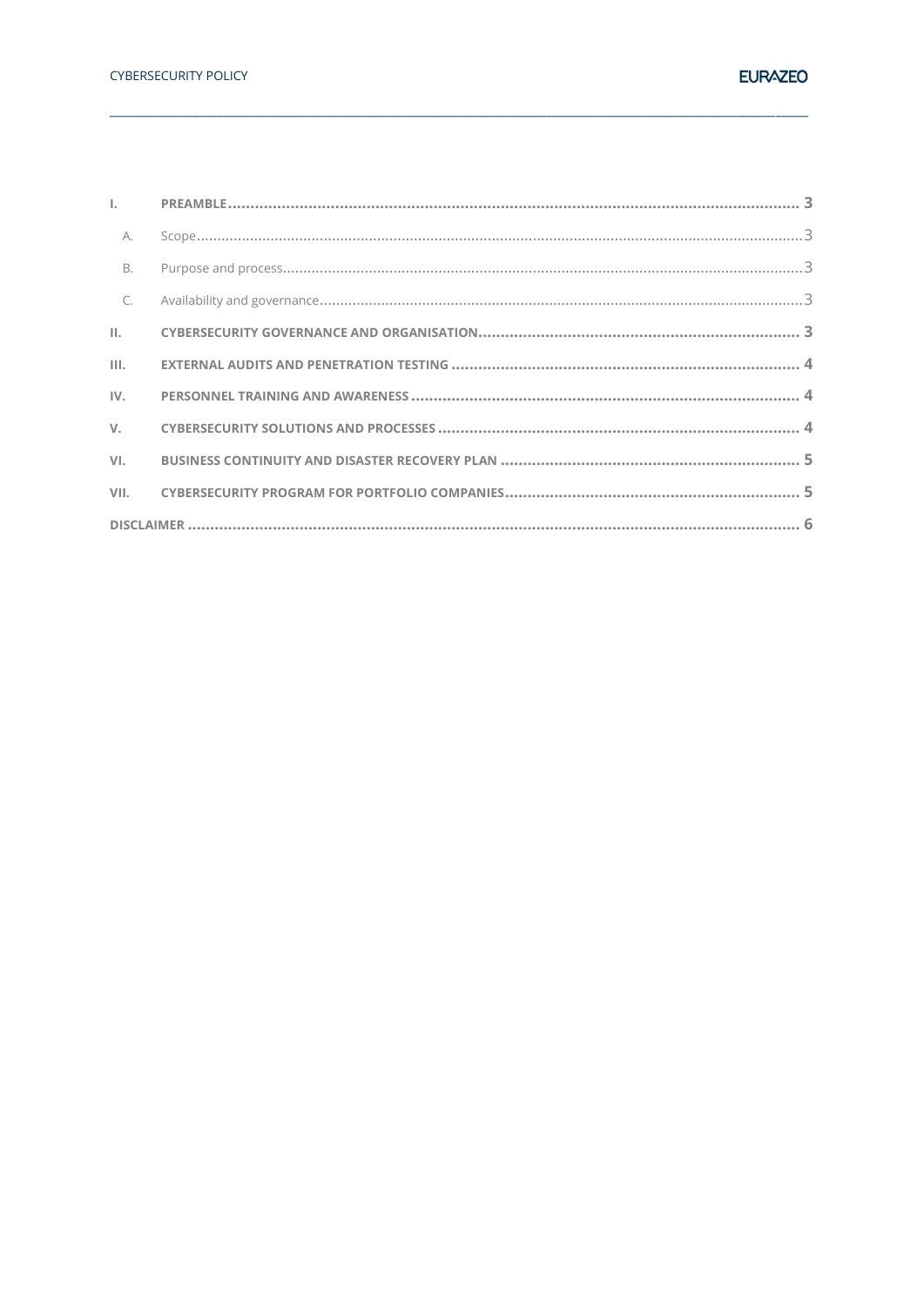| | | |
|---|---|---|
| **I.** | **PREAMBLE** | **3** |
| A. | Scope | 3 |
| B. | Purpose and process | 3 |
| C. | Availability and governance | 3 |
| **II.** | **CYBERSECURITY GOVERNANCE AND ORGANISATION** | **3** |
| **III.** | **EXTERNAL AUDITS AND PENETRATION TESTING** | **4** |
| **IV.** | **PERSONNEL TRAINING AND AWARENESS** | **4** |
| **V.** | **CYBERSECURITY SOLUTIONS AND PROCESSES** | **4** |
| **VI.** | **BUSINESS CONTINUITY AND DISASTER RECOVERY PLAN** | **5** |
| **VII.** | **CYBERSECURITY PROGRAM FOR PORTFOLIO COMPANIES** | **5** |
| **DISCLAIMER** | | **6** |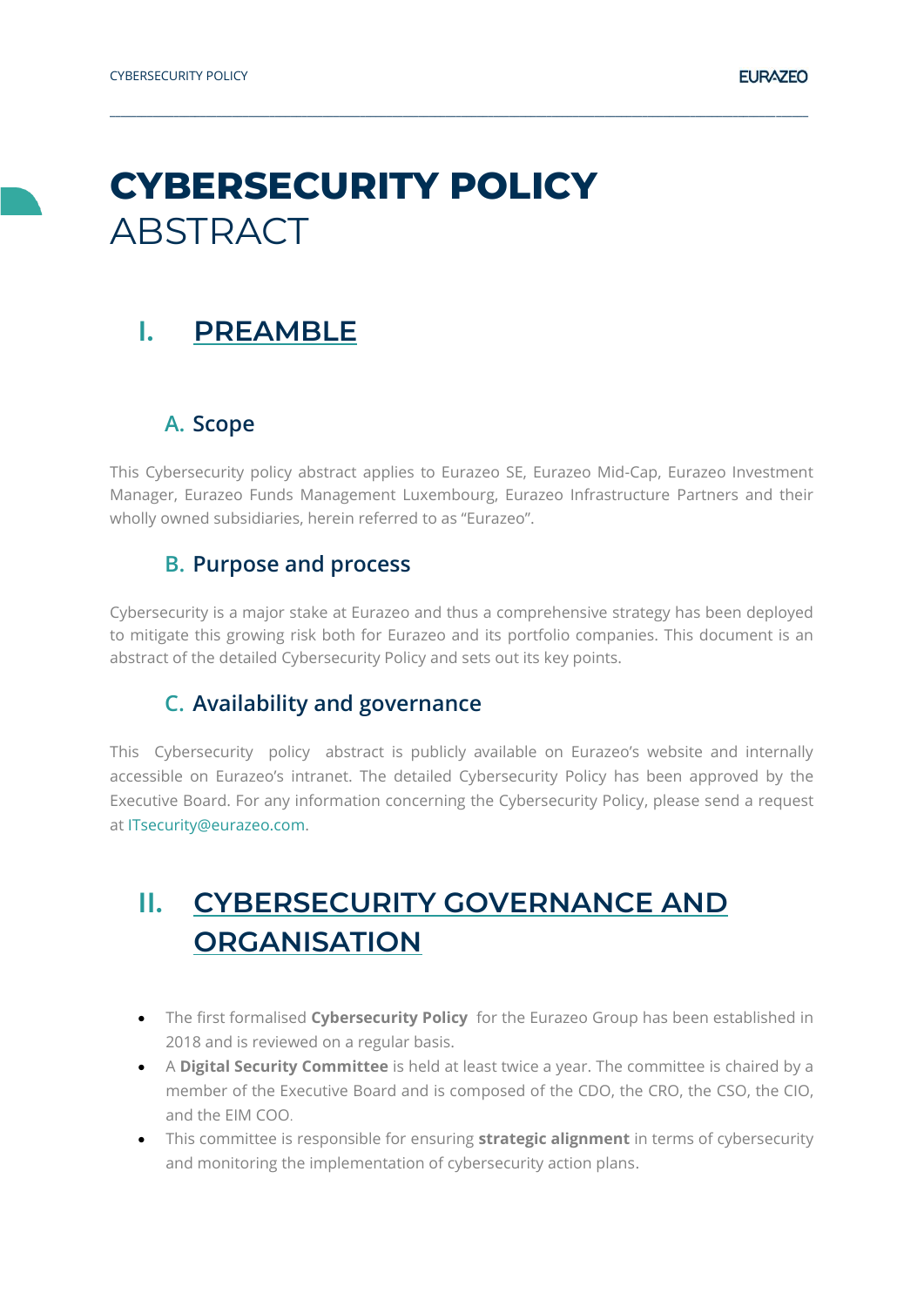# CYBERSECURITY POLICY
ABSTRACT

## I. PREAMBLE

### A. Scope

This Cybersecurity policy abstract applies to Eurazeo SE, Eurazeo Mid-Cap, Eurazeo Investment Manager, Eurazeo Funds Management Luxembourg, Eurazeo Infrastructure Partners and their wholly owned subsidiaries, herein referred to as "Eurazeo".

### B. Purpose and process

Cybersecurity is a major stake at Eurazeo and thus a comprehensive strategy has been deployed to mitigate this growing risk both for Eurazeo and its portfolio companies. This document is an abstract of the detailed Cybersecurity Policy and sets out its key points.

### C. Availability and governance

This Cybersecurity policy abstract is publicly available on Eurazeo's website and internally accessible on Eurazeo's intranet. The detailed Cybersecurity Policy has been approved by the Executive Board. For any information concerning the Cybersecurity Policy, please send a request at ITsecurity@eurazeo.com.

## II. CYBERSECURITY GOVERNANCE AND ORGANISATION

- The first formalised **Cybersecurity Policy** for the Eurazeo Group has been established in 2018 and is reviewed on a regular basis.
- A **Digital Security Committee** is held at least twice a year. The committee is chaired by a member of the Executive Board and is composed of the CDO, the CRO, the CSO, the CIO, and the EIM COO.
- This committee is responsible for ensuring **strategic alignment** in terms of cybersecurity and monitoring the implementation of cybersecurity action plans.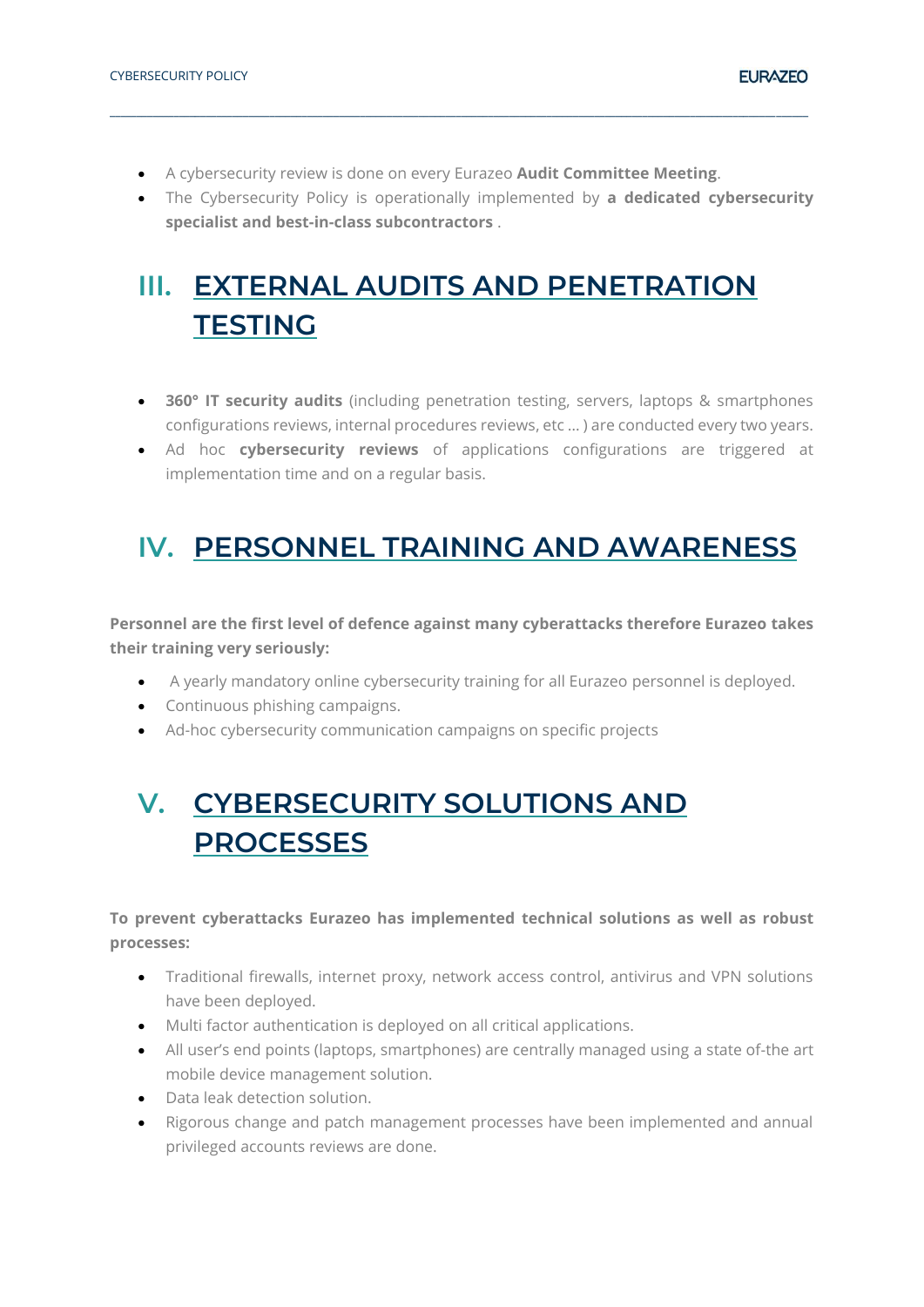- A cybersecurity review is done on every Eurazeo **Audit Committee Meeting**.
- The Cybersecurity Policy is operationally implemented by **a dedicated cybersecurity specialist and best-in-class subcontractors** .

## III. EXTERNAL AUDITS AND PENETRATION TESTING

- **360° IT security audits** (including penetration testing, servers, laptops & smartphones configurations reviews, internal procedures reviews, etc … ) are conducted every two years.
- Ad hoc **cybersecurity reviews** of applications configurations are triggered at implementation time and on a regular basis.

## IV. PERSONNEL TRAINING AND AWARENESS

**Personnel are the first level of defence against many cyberattacks therefore Eurazeo takes their training very seriously:**

- A yearly mandatory online cybersecurity training for all Eurazeo personnel is deployed.
- Continuous phishing campaigns.
- Ad-hoc cybersecurity communication campaigns on specific projects

## V. CYBERSECURITY SOLUTIONS AND PROCESSES

**To prevent cyberattacks Eurazeo has implemented technical solutions as well as robust processes:**

- Traditional firewalls, internet proxy, network access control, antivirus and VPN solutions have been deployed.
- Multi factor authentication is deployed on all critical applications.
- All user's end points (laptops, smartphones) are centrally managed using a state of-the art mobile device management solution.
- Data leak detection solution.
- Rigorous change and patch management processes have been implemented and annual privileged accounts reviews are done.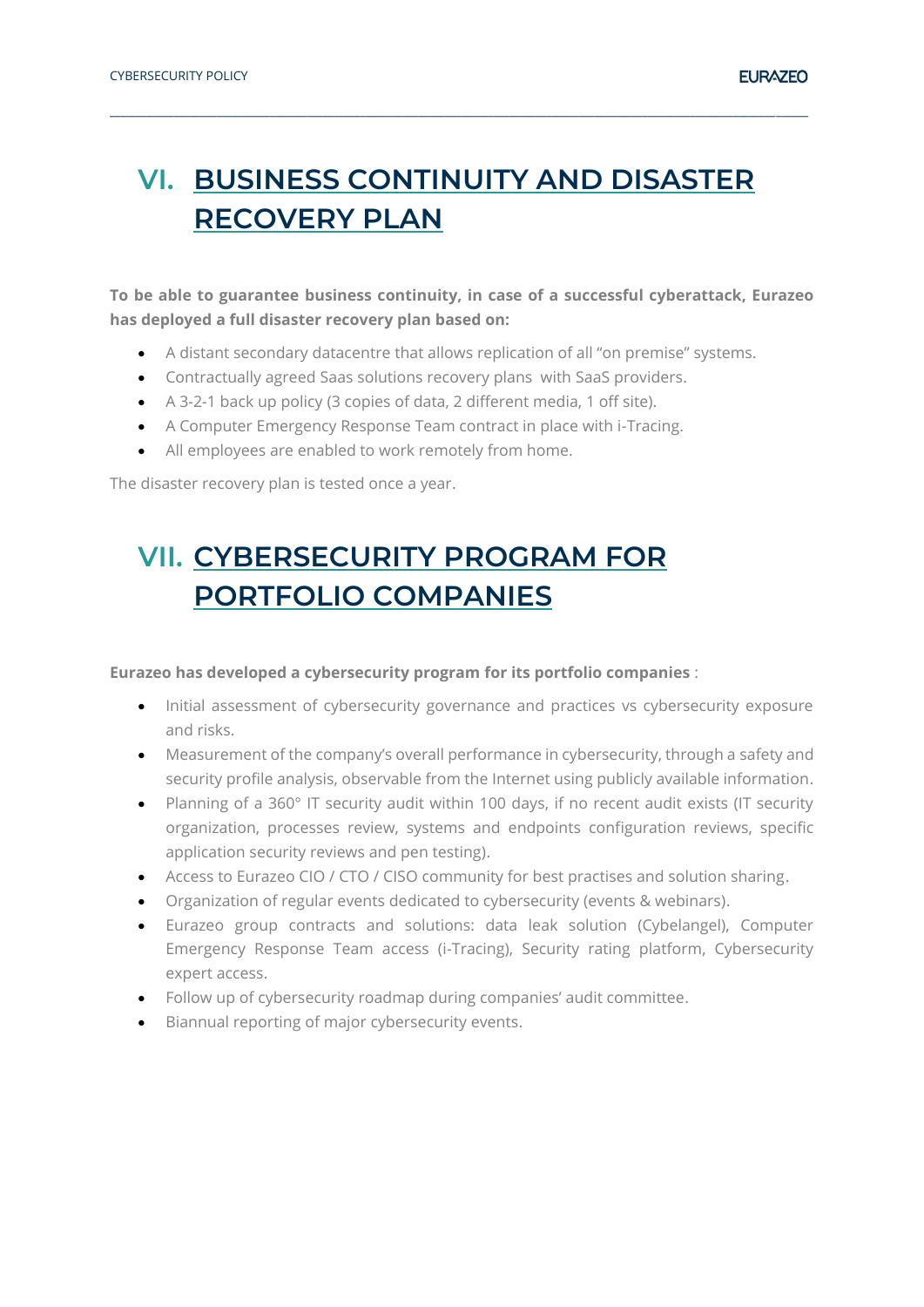# VI. BUSINESS CONTINUITY AND DISASTER RECOVERY PLAN

**To be able to guarantee business continuity, in case of a successful cyberattack, Eurazeo has deployed a full disaster recovery plan based on:**

- A distant secondary datacentre that allows replication of all "on premise" systems.
- Contractually agreed Saas solutions recovery plans with SaaS providers.
- A 3-2-1 back up policy (3 copies of data, 2 different media, 1 off site).
- A Computer Emergency Response Team contract in place with i-Tracing.
- All employees are enabled to work remotely from home.

The disaster recovery plan is tested once a year.

# VII. CYBERSECURITY PROGRAM FOR PORTFOLIO COMPANIES

**Eurazeo has developed a cybersecurity program for its portfolio companies** :

- Initial assessment of cybersecurity governance and practices vs cybersecurity exposure and risks.
- Measurement of the company's overall performance in cybersecurity, through a safety and security profile analysis, observable from the Internet using publicly available information.
- Planning of a 360° IT security audit within 100 days, if no recent audit exists (IT security organization, processes review, systems and endpoints configuration reviews, specific application security reviews and pen testing).
- Access to Eurazeo CIO / CTO / CISO community for best practises and solution sharing.
- Organization of regular events dedicated to cybersecurity (events & webinars).
- Eurazeo group contracts and solutions: data leak solution (Cybelangel), Computer Emergency Response Team access (i-Tracing), Security rating platform, Cybersecurity expert access.
- Follow up of cybersecurity roadmap during companies' audit committee.
- Biannual reporting of major cybersecurity events.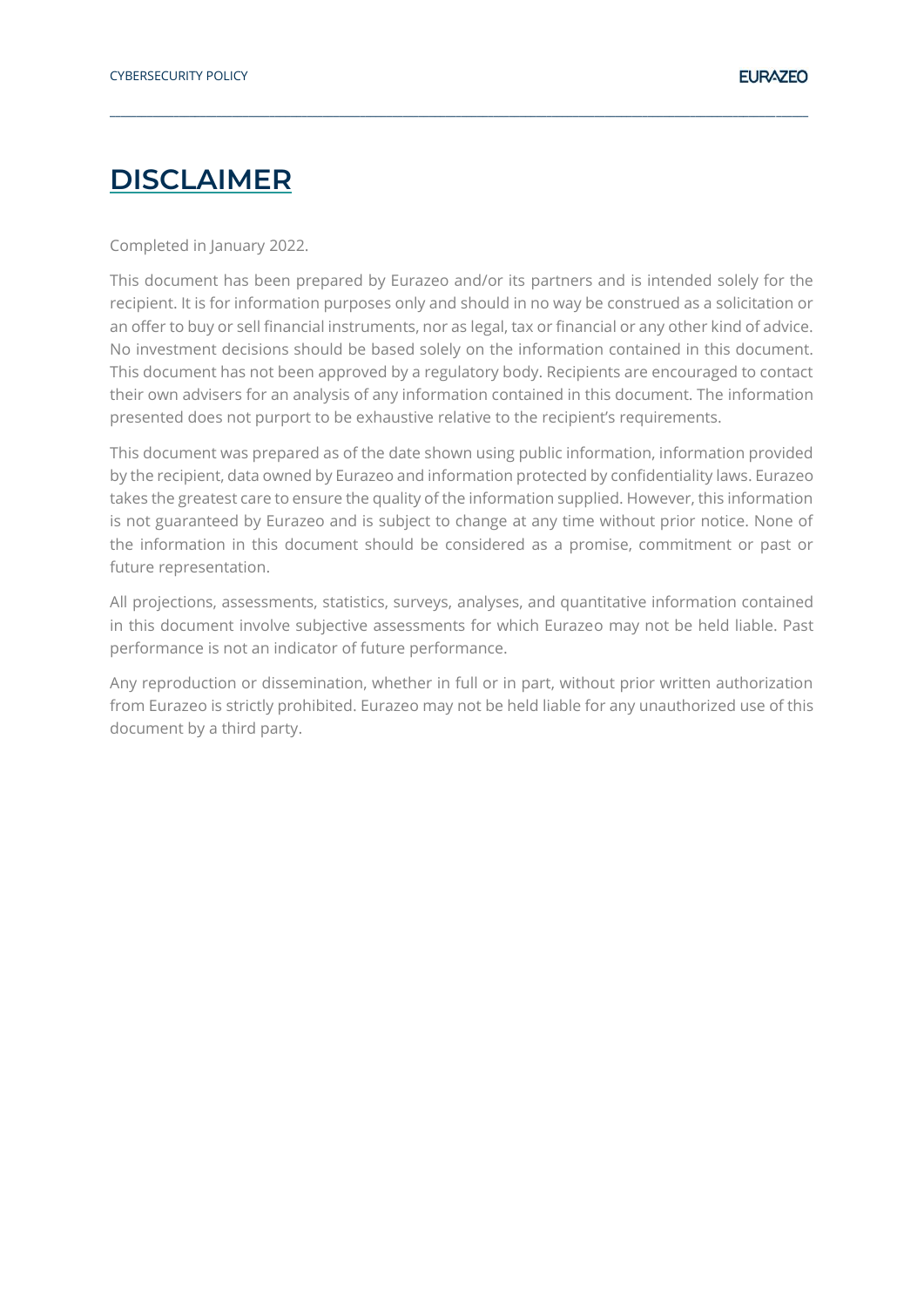# DISCLAIMER

Completed in January 2022.

This document has been prepared by Eurazeo and/or its partners and is intended solely for the recipient. It is for information purposes only and should in no way be construed as a solicitation or an offer to buy or sell financial instruments, nor as legal, tax or financial or any other kind of advice. No investment decisions should be based solely on the information contained in this document. This document has not been approved by a regulatory body. Recipients are encouraged to contact their own advisers for an analysis of any information contained in this document. The information presented does not purport to be exhaustive relative to the recipient's requirements.

This document was prepared as of the date shown using public information, information provided by the recipient, data owned by Eurazeo and information protected by confidentiality laws. Eurazeo takes the greatest care to ensure the quality of the information supplied. However, this information is not guaranteed by Eurazeo and is subject to change at any time without prior notice. None of the information in this document should be considered as a promise, commitment or past or future representation.

All projections, assessments, statistics, surveys, analyses, and quantitative information contained in this document involve subjective assessments for which Eurazeo may not be held liable. Past performance is not an indicator of future performance.

Any reproduction or dissemination, whether in full or in part, without prior written authorization from Eurazeo is strictly prohibited. Eurazeo may not be held liable for any unauthorized use of this document by a third party.